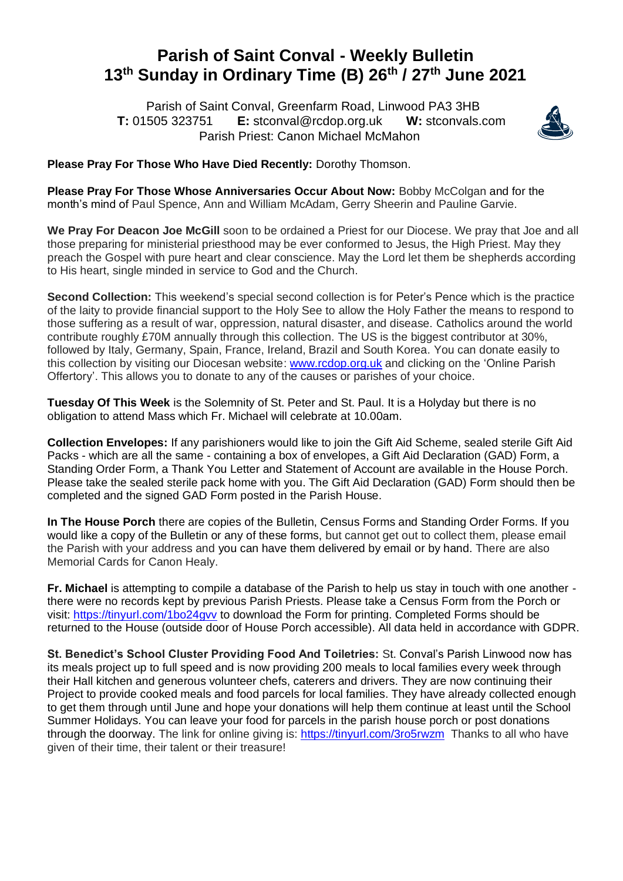# Parish of Saint Conval - Weekly Bulletin
# 13th Sunday in Ordinary Time (B) 26th / 27th June 2021

Parish of Saint Conval, Greenfarm Road, Linwood PA3 3HB
**T:** 01505 323751 **E:** stconval@rcdop.org.uk **W:** stconvals.com
Parish Priest: Canon Michael McMahon

**Please Pray For Those Who Have Died Recently:** Dorothy Thomson.

**Please Pray For Those Whose Anniversaries Occur About Now:** Bobby McColgan and for the month's mind of Paul Spence, Ann and William McAdam, Gerry Sheerin and Pauline Garvie.

**We Pray For Deacon Joe McGill** soon to be ordained a Priest for our Diocese. We pray that Joe and all those preparing for ministerial priesthood may be ever conformed to Jesus, the High Priest. May they preach the Gospel with pure heart and clear conscience. May the Lord let them be shepherds according to His heart, single minded in service to God and the Church.

**Second Collection:** This weekend's special second collection is for Peter's Pence which is the practice of the laity to provide financial support to the Holy See to allow the Holy Father the means to respond to those suffering as a result of war, oppression, natural disaster, and disease. Catholics around the world contribute roughly £70M annually through this collection. The US is the biggest contributor at 30%, followed by Italy, Germany, Spain, France, Ireland, Brazil and South Korea. You can donate easily to this collection by visiting our Diocesan website: [www.rcdop.org.uk](http://www.rcdop.org.uk) and clicking on the 'Online Parish Offertory'. This allows you to donate to any of the causes or parishes of your choice.

**Tuesday Of This Week** is the Solemnity of St. Peter and St. Paul. It is a Holyday but there is no obligation to attend Mass which Fr. Michael will celebrate at 10.00am.

**Collection Envelopes:** If any parishioners would like to join the Gift Aid Scheme, sealed sterile Gift Aid Packs - which are all the same - containing a box of envelopes, a Gift Aid Declaration (GAD) Form, a Standing Order Form, a Thank You Letter and Statement of Account are available in the House Porch. Please take the sealed sterile pack home with you. The Gift Aid Declaration (GAD) Form should then be completed and the signed GAD Form posted in the Parish House.

**In The House Porch** there are copies of the Bulletin, Census Forms and Standing Order Forms. If you would like a copy of the Bulletin or any of these forms, but cannot get out to collect them, please email the Parish with your address and you can have them delivered by email or by hand. There are also Memorial Cards for Canon Healy.

**Fr. Michael** is attempting to compile a database of the Parish to help us stay in touch with one another - there were no records kept by previous Parish Priests. Please take a Census Form from the Porch or visit: [https://tinyurl.com/1bo24gvv](https://tinyurl.com/1bo24gvv) to download the Form for printing. Completed Forms should be returned to the House (outside door of House Porch accessible). All data held in accordance with GDPR.

**St. Benedict's School Cluster Providing Food And Toiletries:** St. Conval's Parish Linwood now has its meals project up to full speed and is now providing 200 meals to local families every week through their Hall kitchen and generous volunteer chefs, caterers and drivers. They are now continuing their Project to provide cooked meals and food parcels for local families. They have already collected enough to get them through until June and hope your donations will help them continue at least until the School Summer Holidays. You can leave your food for parcels in the parish house porch or post donations through the doorway. The link for online giving is: [https://tinyurl.com/3ro5rwzm](https://tinyurl.com/3ro5rwzm) Thanks to all who have given of their time, their talent or their treasure!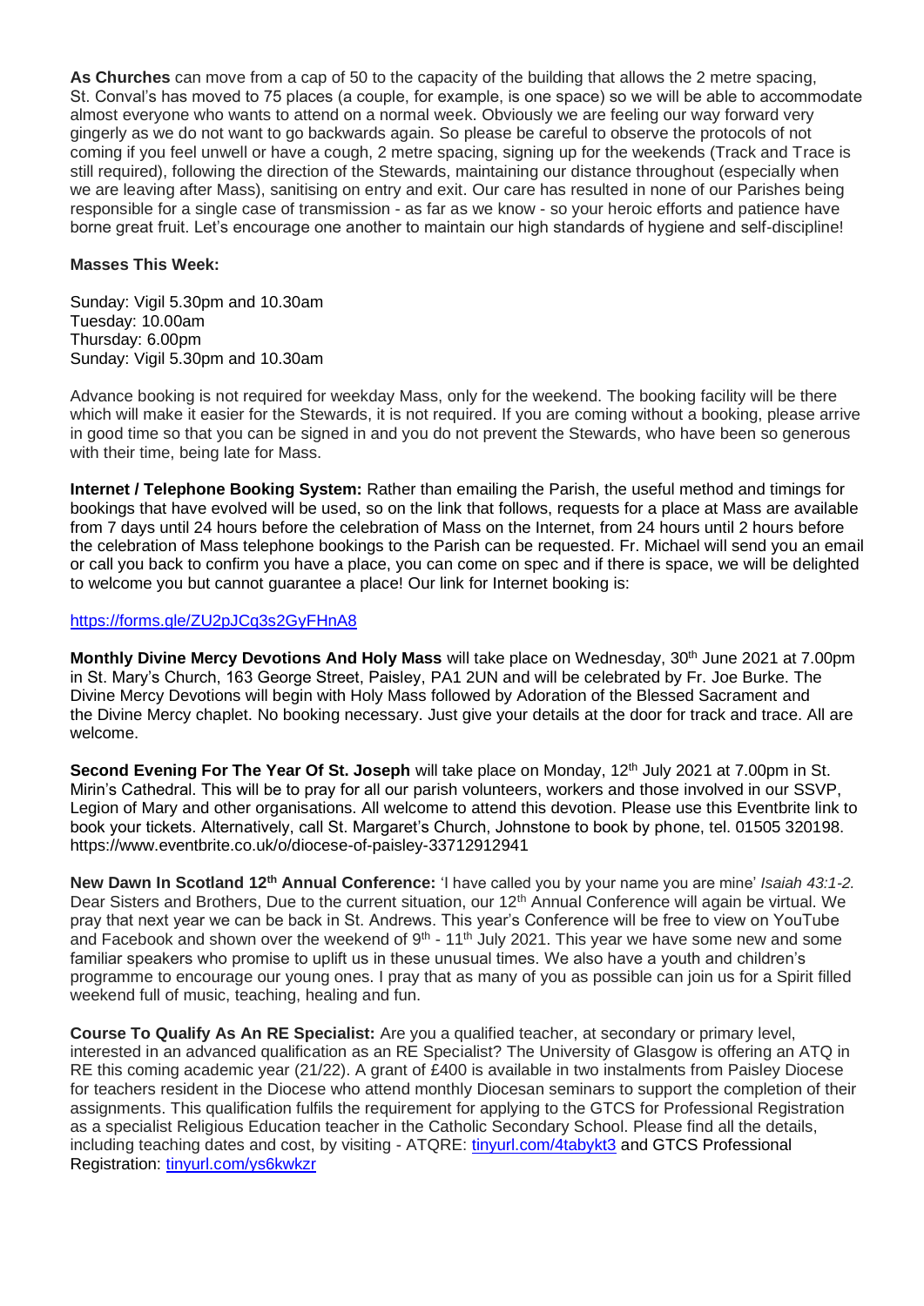**As Churches** can move from a cap of 50 to the capacity of the building that allows the 2 metre spacing, St. Conval's has moved to 75 places (a couple, for example, is one space) so we will be able to accommodate almost everyone who wants to attend on a normal week. Obviously we are feeling our way forward very gingerly as we do not want to go backwards again. So please be careful to observe the protocols of not coming if you feel unwell or have a cough, 2 metre spacing, signing up for the weekends (Track and Trace is still required), following the direction of the Stewards, maintaining our distance throughout (especially when we are leaving after Mass), sanitising on entry and exit. Our care has resulted in none of our Parishes being responsible for a single case of transmission - as far as we know - so your heroic efforts and patience have borne great fruit. Let's encourage one another to maintain our high standards of hygiene and self-discipline!

**Masses This Week:**

Sunday: Vigil 5.30pm and 10.30am
Tuesday: 10.00am
Thursday: 6.00pm
Sunday: Vigil 5.30pm and 10.30am

Advance booking is not required for weekday Mass, only for the weekend. The booking facility will be there which will make it easier for the Stewards, it is not required. If you are coming without a booking, please arrive in good time so that you can be signed in and you do not prevent the Stewards, who have been so generous with their time, being late for Mass.

**Internet / Telephone Booking System:** Rather than emailing the Parish, the useful method and timings for bookings that have evolved will be used, so on the link that follows, requests for a place at Mass are available from 7 days until 24 hours before the celebration of Mass on the Internet, from 24 hours until 2 hours before the celebration of Mass telephone bookings to the Parish can be requested. Fr. Michael will send you an email or call you back to confirm you have a place, you can come on spec and if there is space, we will be delighted to welcome you but cannot guarantee a place! Our link for Internet booking is:

https://forms.gle/ZU2pJCq3s2GyFHnA8

**Monthly Divine Mercy Devotions And Holy Mass** will take place on Wednesday, 30th June 2021 at 7.00pm in St. Mary's Church, 163 George Street, Paisley, PA1 2UN and will be celebrated by Fr. Joe Burke. The Divine Mercy Devotions will begin with Holy Mass followed by Adoration of the Blessed Sacrament and the Divine Mercy chaplet. No booking necessary. Just give your details at the door for track and trace. All are welcome.

**Second Evening For The Year Of St. Joseph** will take place on Monday, 12th July 2021 at 7.00pm in St. Mirin's Cathedral. This will be to pray for all our parish volunteers, workers and those involved in our SSVP, Legion of Mary and other organisations. All welcome to attend this devotion. Please use this Eventbrite link to book your tickets. Alternatively, call St. Margaret's Church, Johnstone to book by phone, tel. 01505 320198. https://www.eventbrite.co.uk/o/diocese-of-paisley-33712912941

**New Dawn In Scotland 12th Annual Conference:** 'I have called you by your name you are mine' *Isaiah 43:1-2.* Dear Sisters and Brothers, Due to the current situation, our 12th Annual Conference will again be virtual. We pray that next year we can be back in St. Andrews. This year's Conference will be free to view on YouTube and Facebook and shown over the weekend of 9th - 11th July 2021. This year we have some new and some familiar speakers who promise to uplift us in these unusual times. We also have a youth and children's programme to encourage our young ones. I pray that as many of you as possible can join us for a Spirit filled weekend full of music, teaching, healing and fun.

**Course To Qualify As An RE Specialist:** Are you a qualified teacher, at secondary or primary level, interested in an advanced qualification as an RE Specialist? The University of Glasgow is offering an ATQ in RE this coming academic year (21/22). A grant of £400 is available in two instalments from Paisley Diocese for teachers resident in the Diocese who attend monthly Diocesan seminars to support the completion of their assignments. This qualification fulfils the requirement for applying to the GTCS for Professional Registration as a specialist Religious Education teacher in the Catholic Secondary School. Please find all the details, including teaching dates and cost, by visiting - ATQRE: tinyurl.com/4tabykt3 and GTCS Professional Registration: tinyurl.com/ys6kwkzr